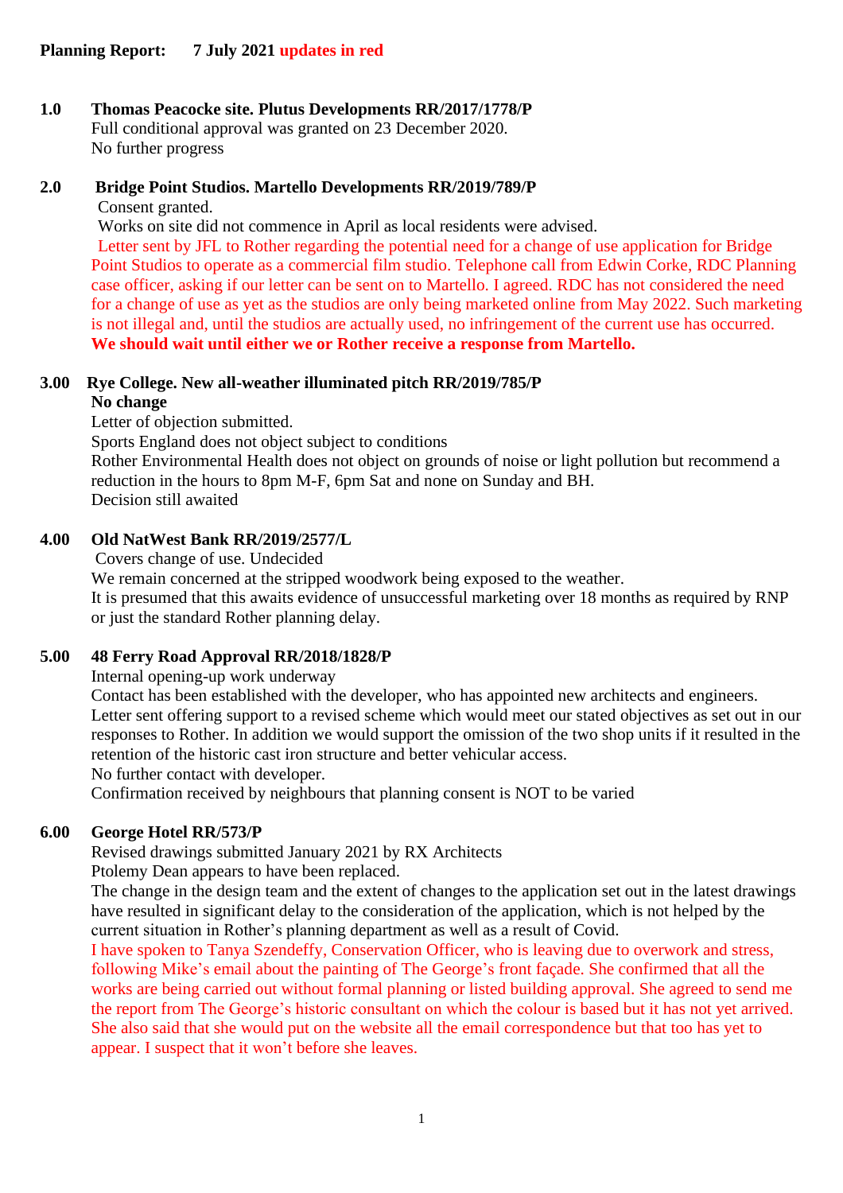**Planning Report: 7 July 2021 updates in red**

**1.0 Thomas Peacocke site. Plutus Developments RR/2017/1778/P**

Full conditional approval was granted on 23 December 2020.
No further progress

**2.0 Bridge Point Studios. Martello Developments RR/2019/789/P**

Consent granted.
Works on site did not commence in April as local residents were advised.
Letter sent by JFL to Rother regarding the potential need for a change of use application for Bridge Point Studios to operate as a commercial film studio. Telephone call from Edwin Corke, RDC Planning case officer, asking if our letter can be sent on to Martello. I agreed. RDC has not considered the need for a change of use as yet as the studios are only being marketed online from May 2022. Such marketing is not illegal and, until the studios are actually used, no infringement of the current use has occurred.
**We should wait until either we or Rother receive a response from Martello.**

**3.00 Rye College. New all-weather illuminated pitch RR/2019/785/P**

**No change**
Letter of objection submitted.
Sports England does not object subject to conditions
Rother Environmental Health does not object on grounds of noise or light pollution but recommend a reduction in the hours to 8pm M-F, 6pm Sat and none on Sunday and BH.
Decision still awaited

**4.00 Old NatWest Bank RR/2019/2577/L**

Covers change of use. Undecided
We remain concerned at the stripped woodwork being exposed to the weather.
It is presumed that this awaits evidence of unsuccessful marketing over 18 months as required by RNP or just the standard Rother planning delay.

**5.00 48 Ferry Road Approval RR/2018/1828/P**

Internal opening-up work underway
Contact has been established with the developer, who has appointed new architects and engineers.
Letter sent offering support to a revised scheme which would meet our stated objectives as set out in our responses to Rother. In addition we would support the omission of the two shop units if it resulted in the retention of the historic cast iron structure and better vehicular access.
No further contact with developer.
Confirmation received by neighbours that planning consent is NOT to be varied

**6.00 George Hotel RR/573/P**

Revised drawings submitted January 2021 by RX Architects
Ptolemy Dean appears to have been replaced.
The change in the design team and the extent of changes to the application set out in the latest drawings have resulted in significant delay to the consideration of the application, which is not helped by the current situation in Rother's planning department as well as a result of Covid.
I have spoken to Tanya Szendeffy, Conservation Officer, who is leaving due to overwork and stress, following Mike's email about the painting of The George's front façade. She confirmed that all the works are being carried out without formal planning or listed building approval. She agreed to send me the report from The George's historic consultant on which the colour is based but it has not yet arrived. She also said that she would put on the website all the email correspondence but that too has yet to appear. I suspect that it won't before she leaves.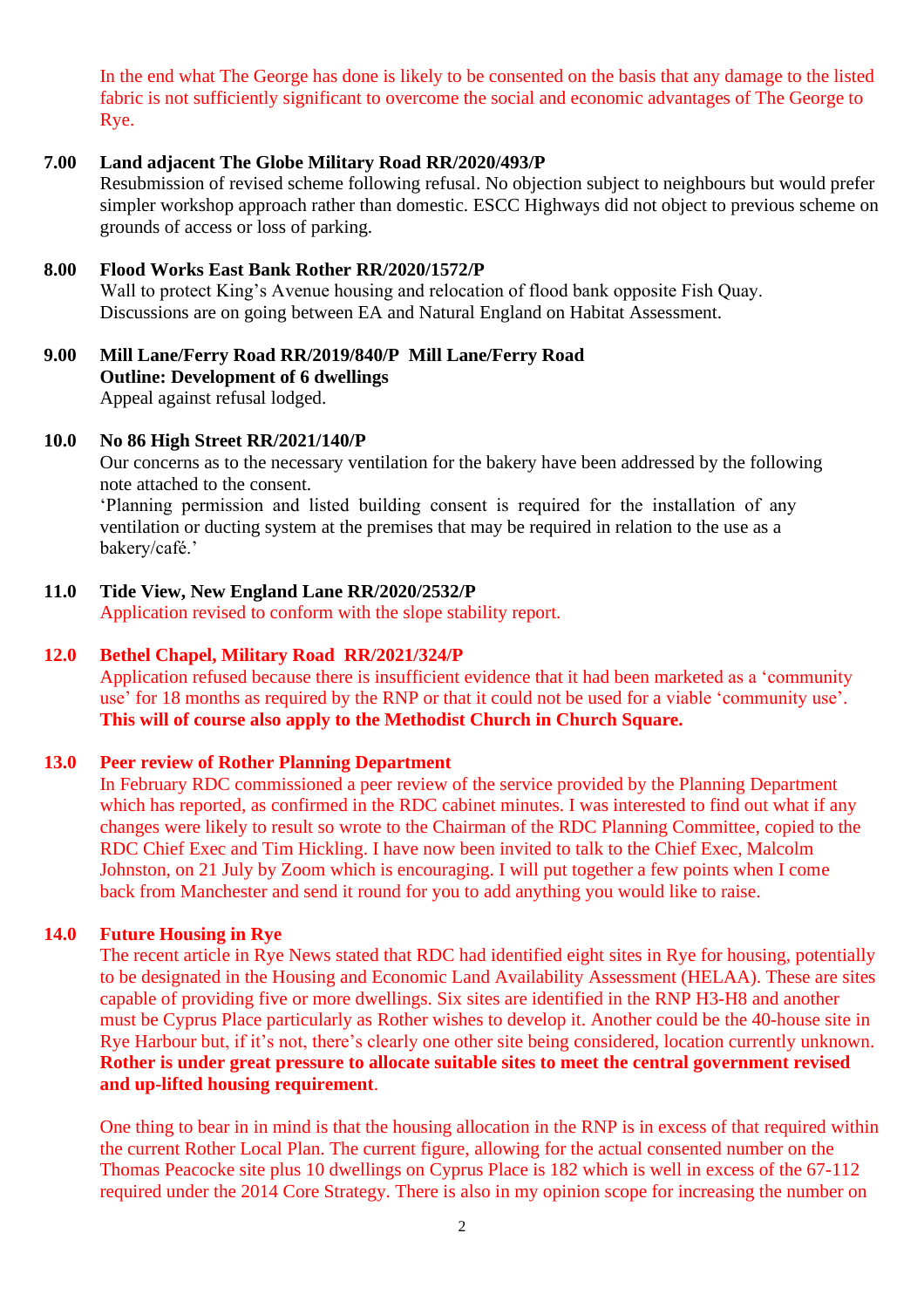In the end what The George has done is likely to be consented on the basis that any damage to the listed fabric is not sufficiently significant to overcome the social and economic advantages of The George to Rye.

**7.00 Land adjacent The Globe Military Road RR/2020/493/P**

Resubmission of revised scheme following refusal. No objection subject to neighbours but would prefer simpler workshop approach rather than domestic. ESCC Highways did not object to previous scheme on grounds of access or loss of parking.

**8.00 Flood Works East Bank Rother RR/2020/1572/P**

Wall to protect King's Avenue housing and relocation of flood bank opposite Fish Quay. Discussions are on going between EA and Natural England on Habitat Assessment.

**9.00 Mill Lane/Ferry Road RR/2019/840/P Mill Lane/Ferry Road**
**Outline: Development of 6 dwellings**

Appeal against refusal lodged.

**10.0 No 86 High Street RR/2021/140/P**

Our concerns as to the necessary ventilation for the bakery have been addressed by the following note attached to the consent.

'Planning permission and listed building consent is required for the installation of any ventilation or ducting system at the premises that may be required in relation to the use as a bakery/café.'

**11.0 Tide View, New England Lane RR/2020/2532/P**

Application revised to conform with the slope stability report.

**12.0 Bethel Chapel, Military Road RR/2021/324/P**

Application refused because there is insufficient evidence that it had been marketed as a 'community use' for 18 months as required by the RNP or that it could not be used for a viable 'community use'. **This will of course also apply to the Methodist Church in Church Square.**

**13.0 Peer review of Rother Planning Department**

In February RDC commissioned a peer review of the service provided by the Planning Department which has reported, as confirmed in the RDC cabinet minutes. I was interested to find out what if any changes were likely to result so wrote to the Chairman of the RDC Planning Committee, copied to the RDC Chief Exec and Tim Hickling. I have now been invited to talk to the Chief Exec, Malcolm Johnston, on 21 July by Zoom which is encouraging. I will put together a few points when I come back from Manchester and send it round for you to add anything you would like to raise.

**14.0 Future Housing in Rye**

The recent article in Rye News stated that RDC had identified eight sites in Rye for housing, potentially to be designated in the Housing and Economic Land Availability Assessment (HELAA). These are sites capable of providing five or more dwellings. Six sites are identified in the RNP H3-H8 and another must be Cyprus Place particularly as Rother wishes to develop it. Another could be the 40-house site in Rye Harbour but, if it's not, there's clearly one other site being considered, location currently unknown. **Rother is under great pressure to allocate suitable sites to meet the central government revised and up-lifted housing requirement**.

One thing to bear in in mind is that the housing allocation in the RNP is in excess of that required within the current Rother Local Plan. The current figure, allowing for the actual consented number on the Thomas Peacocke site plus 10 dwellings on Cyprus Place is 182 which is well in excess of the 67-112 required under the 2014 Core Strategy. There is also in my opinion scope for increasing the number on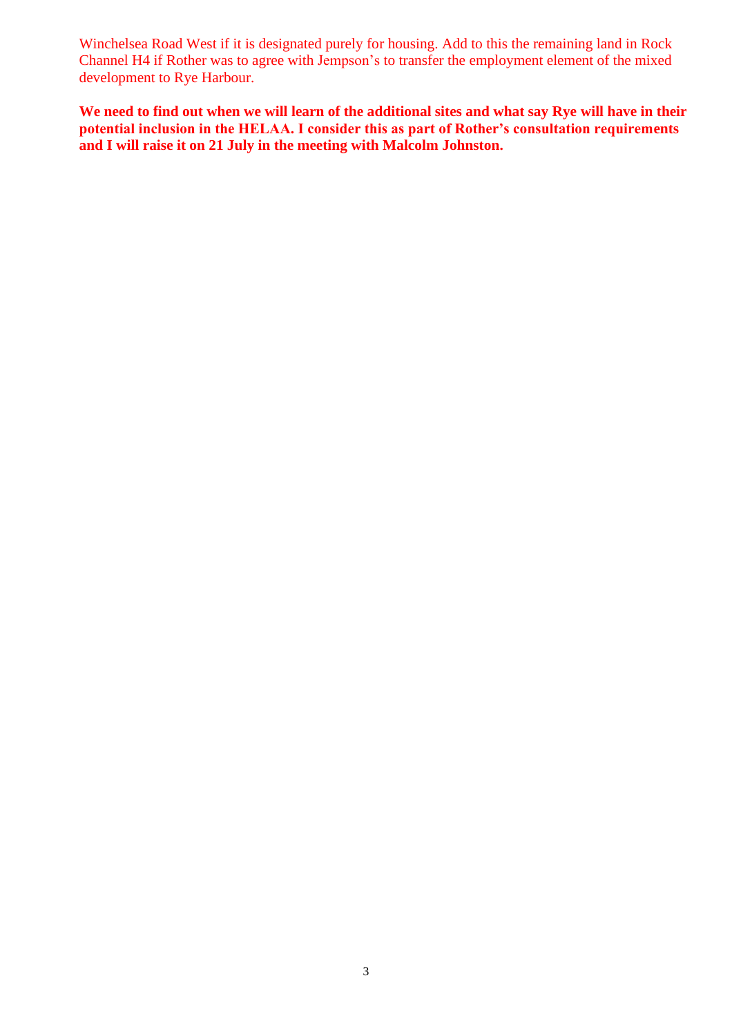Winchelsea Road West if it is designated purely for housing. Add to this the remaining land in Rock Channel H4 if Rother was to agree with Jempson's to transfer the employment element of the mixed development to Rye Harbour.

**We need to find out when we will learn of the additional sites and what say Rye will have in their potential inclusion in the HELAA. I consider this as part of Rother's consultation requirements and I will raise it on 21 July in the meeting with Malcolm Johnston.**